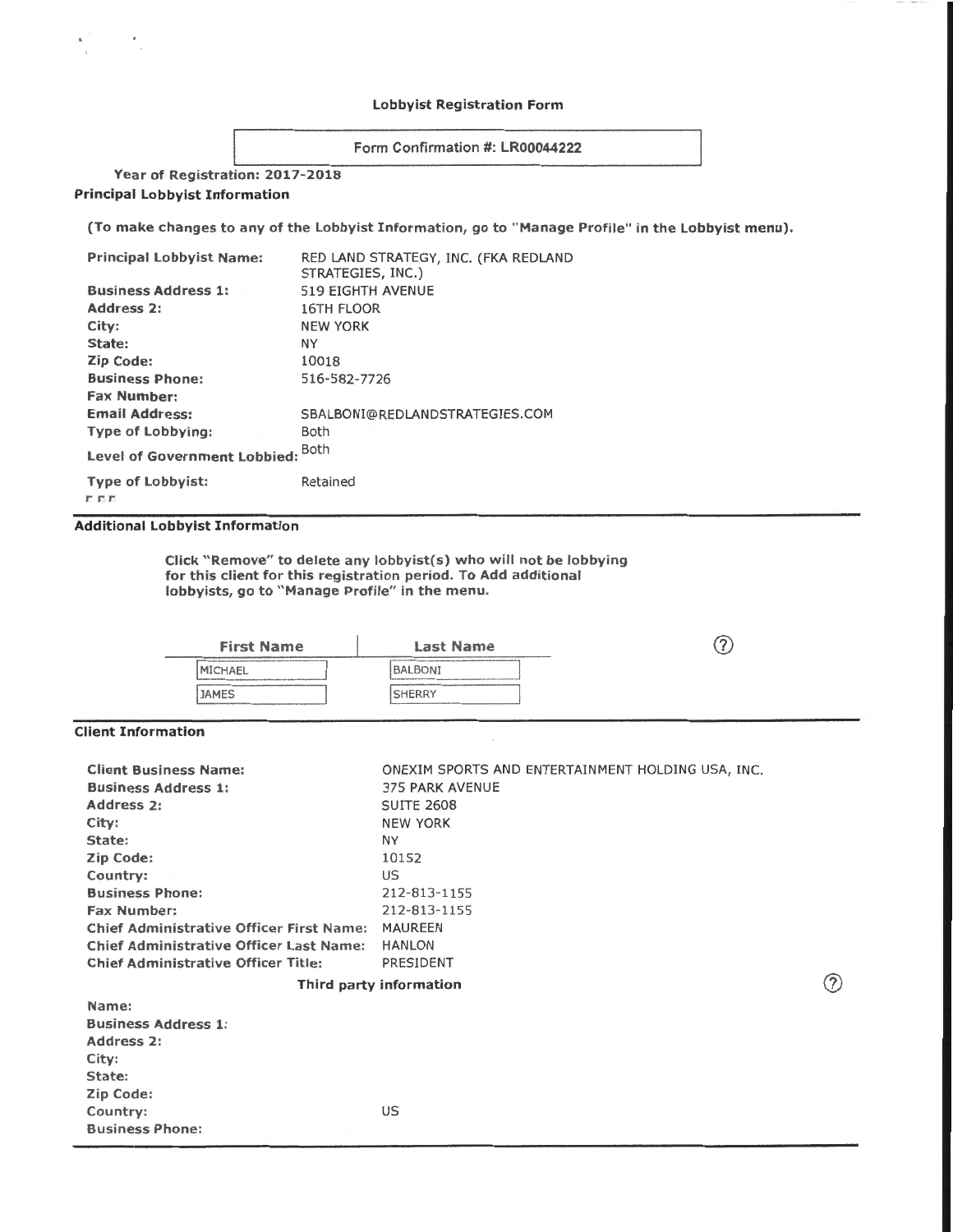# Lobbyist Registration Form

Form Confirmation #: LR00044222

**Year of Registration: 2017-2018**

## Principal Lobbyist Information

**(To make changes to any of the Lobbyist Information, go to "Manage Profile" in the Lobbyist menu).**

| | |
|---|---|
| **Principal Lobbyist Name:** | RED LAND STRATEGY, INC. (FKA REDLAND STRATEGIES, INC.) |
| **Business Address 1:** | 519 EIGHTH AVENUE |
| **Address 2:** | 16TH FLOOR |
| **City:** | NEW YORK |
| **State:** | NY |
| **Zip Code:** | 10018 |
| **Business Phone:** | 516-582-7726 |
| **Fax Number:** | |
| **Email Address:** | SBALBONI@REDLANDSTRATEGIES.COM |
| **Type of Lobbying:** | Both |
| **Level of Government Lobbied:** | Both |
| **Type of Lobbyist:** | Retained |

## Additional Lobbyist Information

**Click "Remove" to delete any lobbyist(s) who will not be lobbying for this client for this registration period. To Add additional lobbyists, go to "Manage Profile" in the menu.**

| First Name | Last Name |
|---|---|
| MICHAEL | BALBONI |
| JAMES | SHERRY |

## Client Information

| | |
|---|---|
| **Client Business Name:** | ONEXIM SPORTS AND ENTERTAINMENT HOLDING USA, INC. |
| **Business Address 1:** | 375 PARK AVENUE |
| **Address 2:** | SUITE 2608 |
| **City:** | NEW YORK |
| **State:** | NY |
| **Zip Code:** | 10152 |
| **Country:** | US |
| **Business Phone:** | 212-813-1155 |
| **Fax Number:** | 212-813-1155 |
| **Chief Administrative Officer First Name:** | MAUREEN |
| **Chief Administrative Officer Last Name:** | HANLON |
| **Chief Administrative Officer Title:** | PRESIDENT |

### Third party information

| | |
|---|---|
| **Name:** | |
| **Business Address 1:** | |
| **Address 2:** | |
| **City:** | |
| **State:** | |
| **Zip Code:** | |
| **Country:** | US |
| **Business Phone:** | |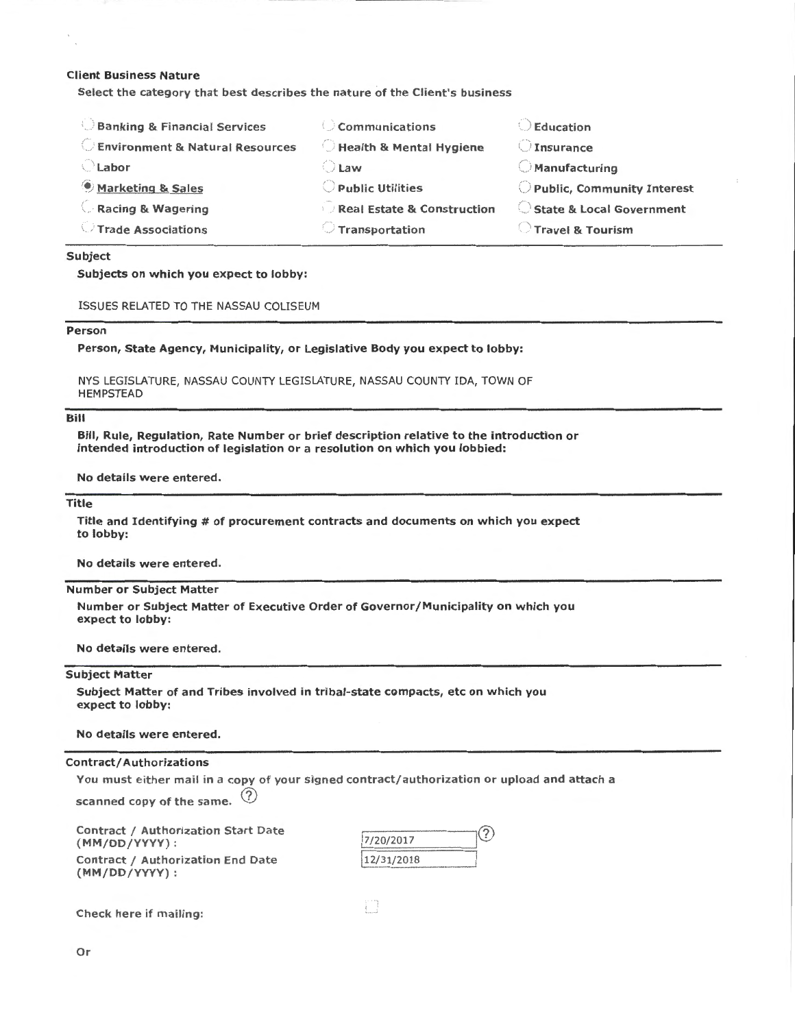### Client Business Nature

Select the category that best describes the nature of the Client's business

| | | |
|---|---|---|
| ○ Banking & Financial Services | ○ Communications | ○ Education |
| ○ Environment & Natural Resources | ○ Health & Mental Hygiene | ○ Insurance |
| ○ Labor | ○ Law | ○ Manufacturing |
| ◉ Marketing & Sales | ○ Public Utilities | ○ Public, Community Interest |
| ○ Racing & Wagering | ○ Real Estate & Construction | ○ State & Local Government |
| ○ Trade Associations | ○ Transportation | ○ Travel & Tourism |

### Subject

**Subjects on which you expect to lobby:**

ISSUES RELATED TO THE NASSAU COLISEUM

### Person

**Person, State Agency, Municipality, or Legislative Body you expect to lobby:**

NYS LEGISLATURE, NASSAU COUNTY LEGISLATURE, NASSAU COUNTY IDA, TOWN OF HEMPSTEAD

### Bill

**Bill, Rule, Regulation, Rate Number or brief description relative to the introduction or intended introduction of legislation or a resolution on which you lobbied:**

**No details were entered.**

### Title

**Title and Identifying # of procurement contracts and documents on which you expect to lobby:**

**No details were entered.**

### Number or Subject Matter

**Number or Subject Matter of Executive Order of Governor/Municipality on which you expect to lobby:**

**No details were entered.**

### Subject Matter

**Subject Matter of and Tribes involved in tribal-state compacts, etc on which you expect to lobby:**

**No details were entered.**

### Contract/Authorizations

You must either mail in a copy of your signed contract/authorization or upload and attach a scanned copy of the same.

Contract / Authorization Start Date (MM/DD/YYYY): 7/20/2017

Contract / Authorization End Date (MM/DD/YYYY): 12/31/2018

Check here if mailing: ☐

Or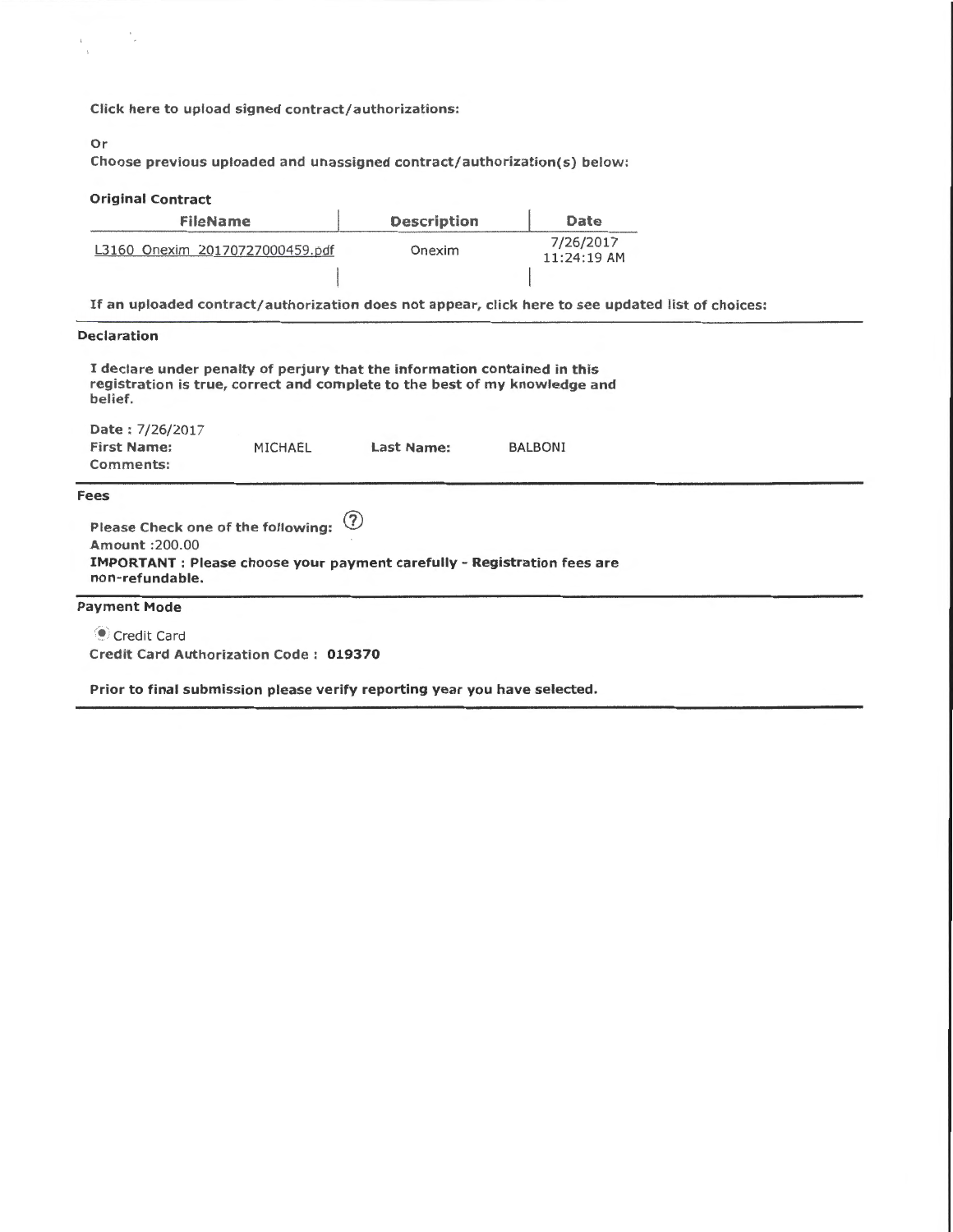**Click here to upload signed contract/authorizations:**

**Or**

**Choose previous uploaded and unassigned contract/authorization(s) below:**

**Original Contract**

| FileName | Description | Date |
| --- | --- | --- |
| L3160 Onexim 20170727000459.pdf | Onexim | 7/26/2017 11:24:19 AM |

**If an uploaded contract/authorization does not appear, click here to see updated list of choices:**

### Declaration

**I declare under penalty of perjury that the information contained in this registration is true, correct and complete to the best of my knowledge and belief.**

Date : 7/26/2017

**First Name:** MICHAEL **Last Name:** BALBONI

**Comments:**

### Fees

**Please Check one of the following:** ⑦

**Amount** :200.00

**IMPORTANT : Please choose your payment carefully - Registration fees are non-refundable.**

### Payment Mode

(•) Credit Card

**Credit Card Authorization Code : 019370**

**Prior to final submission please verify reporting year you have selected.**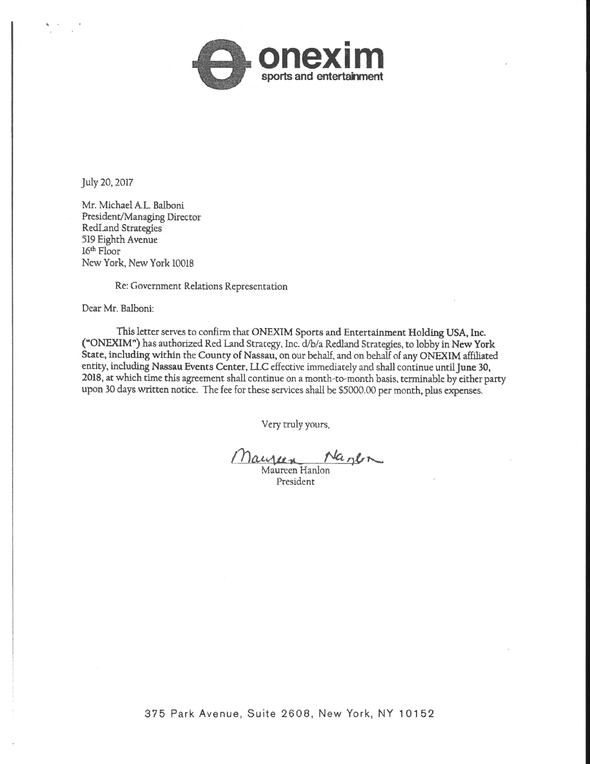**onexim**
sports and entertainment

July 20, 2017

Mr. Michael A.L. Balboni
President/Managing Director
RedLand Strategies
519 Eighth Avenue
16th Floor
New York, New York 10018

Re: Government Relations Representation

Dear Mr. Balboni:

This letter serves to confirm that **ONEXIM Sports and Entertainment Holding USA, Inc. ("ONEXIM")** has authorized Red Land Strategy, Inc. d/b/a Redland Strategies, to lobby **in New York State, including within the County of Nassau,** on our behalf, and on behalf of any ONEXIM affiliated entity, including **Nassau Events Center, LLC** effective immediately and shall continue until **June 30, 2018,** at which time this agreement shall continue on a month-to-month basis, terminable by either party upon 30 days written notice. The fee for these services shall be $5000.00 per month, plus expenses.

Very truly yours,

Maureen Hanlon
President

375 Park Avenue, Suite 2608, New York, NY 10152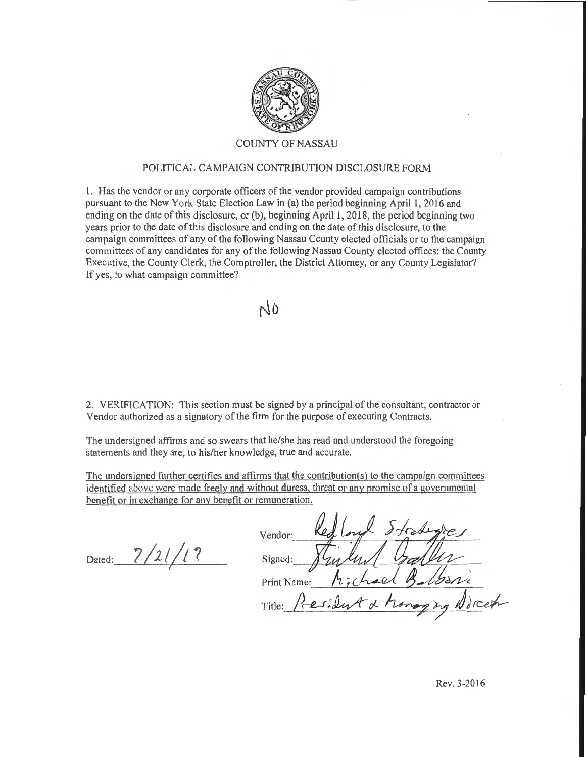COUNTY OF NASSAU

POLITICAL CAMPAIGN CONTRIBUTION DISCLOSURE FORM

1. Has the vendor or any corporate officers of the vendor provided campaign contributions pursuant to the New York State Election Law in (a) the period beginning April 1, 2016 and ending on the date of this disclosure, or (b), beginning April 1, 2018, the period beginning two years prior to the date of this disclosure and ending on the date of this disclosure, to the campaign committees of any of the following Nassau County elected officials or to the campaign committees of any candidates for any of the following Nassau County elected offices: the County Executive, the County Clerk, the Comptroller, the District Attorney, or any County Legislator? If yes, to what campaign committee?

No

2. VERIFICATION: This section must be signed by a principal of the consultant, contractor or Vendor authorized as a signatory of the firm for the purpose of executing Contracts.

The undersigned affirms and so swears that he/she has read and understood the foregoing statements and they are, to his/her knowledge, true and accurate.

The undersigned further certifies and affirms that the contribution(s) to the campaign committees identified above were made freely and without duress, threat or any promise of a governmental benefit or in exchange for any benefit or remuneration.

Dated: 7/21/17

Vendor: Red Land Strategies

Signed: [signature]

Print Name: Michael Balboni

Title: President & Managing Director

Rev. 3-2016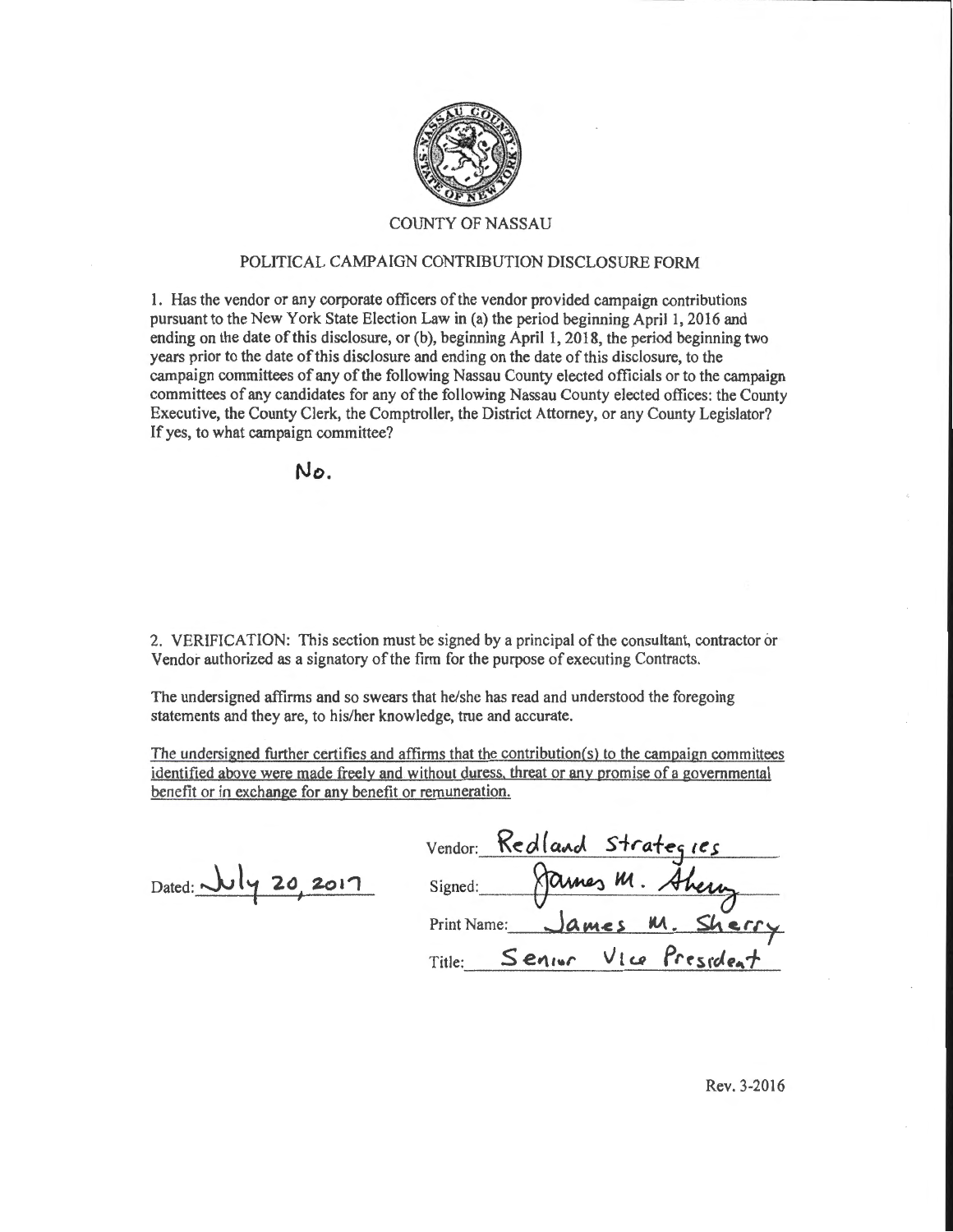COUNTY OF NASSAU

POLITICAL CAMPAIGN CONTRIBUTION DISCLOSURE FORM

1. Has the vendor or any corporate officers of the vendor provided campaign contributions pursuant to the New York State Election Law in (a) the period beginning April 1, 2016 and ending on the date of this disclosure, or (b), beginning April 1, 2018, the period beginning two years prior to the date of this disclosure and ending on the date of this disclosure, to the campaign committees of any of the following Nassau County elected officials or to the campaign committees of any candidates for any of the following Nassau County elected offices: the County Executive, the County Clerk, the Comptroller, the District Attorney, or any County Legislator? If yes, to what campaign committee?

No.

2. VERIFICATION: This section must be signed by a principal of the consultant, contractor or Vendor authorized as a signatory of the firm for the purpose of executing Contracts.

The undersigned affirms and so swears that he/she has read and understood the foregoing statements and they are, to his/her knowledge, true and accurate.

The undersigned further certifies and affirms that the contribution(s) to the campaign committees identified above were made freely and without duress, threat or any promise of a governmental benefit or in exchange for any benefit or remuneration.

Dated: July 20, 2017

Vendor: Redland Strategies

Signed: James M. Sherry

Print Name: James M. Sherry

Title: Senior Vice President

Rev. 3-2016